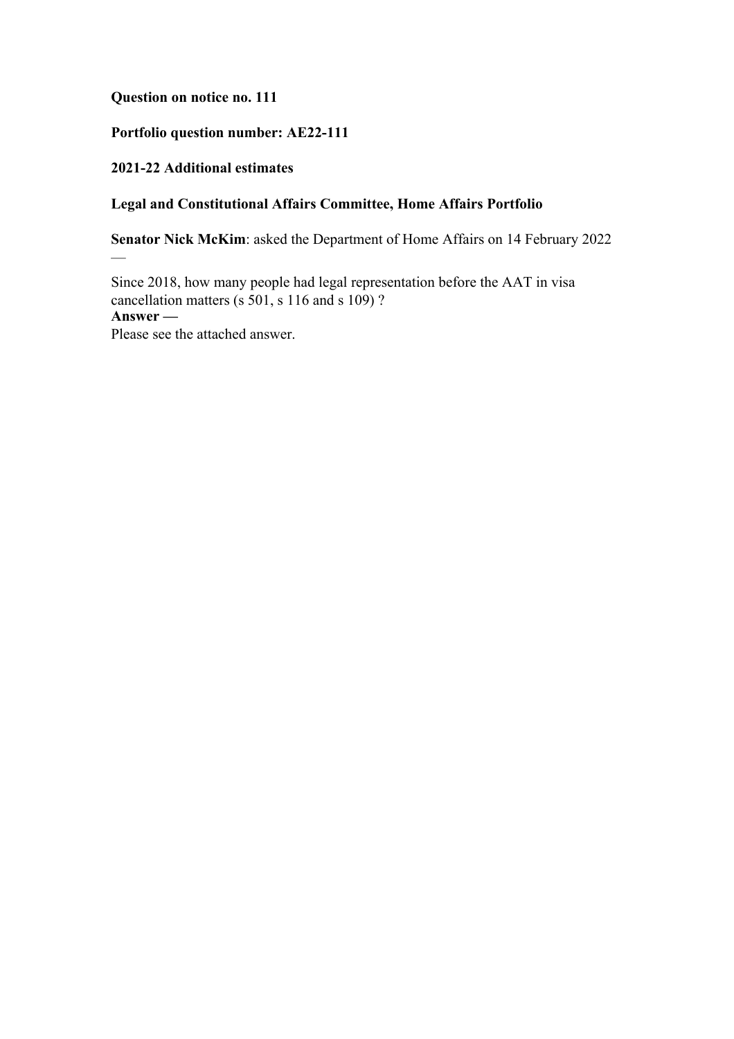**Question on notice no. 111**

**Portfolio question number: AE22-111**

**2021-22 Additional estimates**

**Legal and Constitutional Affairs Committee, Home Affairs Portfolio**

**Senator Nick McKim**: asked the Department of Home Affairs on 14 February 2022 —

Since 2018, how many people had legal representation before the AAT in visa cancellation matters (s 501, s 116 and s 109) ?

**Answer —**

Please see the attached answer.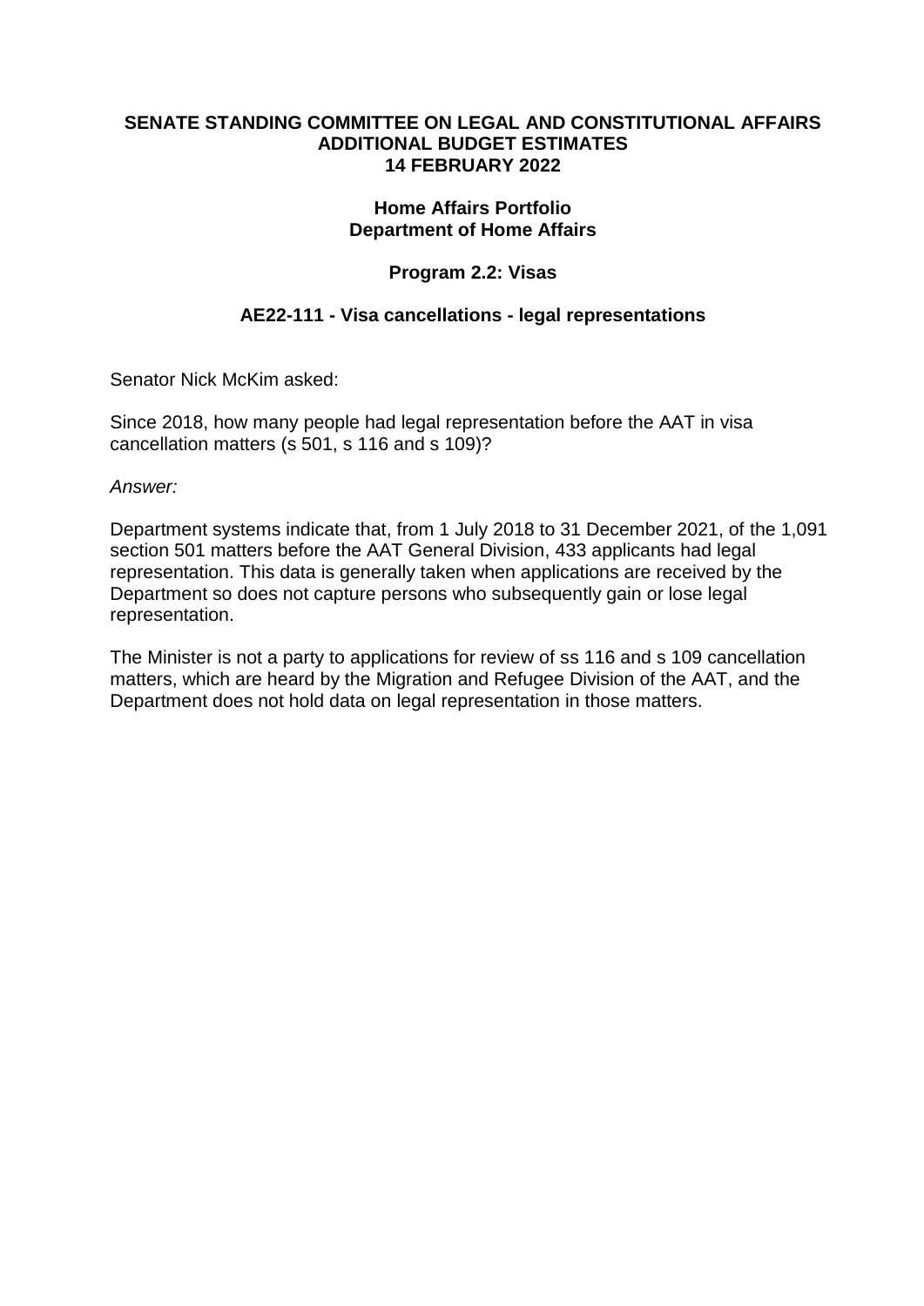**SENATE STANDING COMMITTEE ON LEGAL AND CONSTITUTIONAL AFFAIRS**
**ADDITIONAL BUDGET ESTIMATES**
**14 FEBRUARY 2022**

**Home Affairs Portfolio**
**Department of Home Affairs**

**Program 2.2: Visas**

**AE22-111 - Visa cancellations - legal representations**

Senator Nick McKim asked:

Since 2018, how many people had legal representation before the AAT in visa cancellation matters (s 501, s 116 and s 109)?

*Answer:*

Department systems indicate that, from 1 July 2018 to 31 December 2021, of the 1,091 section 501 matters before the AAT General Division, 433 applicants had legal representation. This data is generally taken when applications are received by the Department so does not capture persons who subsequently gain or lose legal representation.

The Minister is not a party to applications for review of ss 116 and s 109 cancellation matters, which are heard by the Migration and Refugee Division of the AAT, and the Department does not hold data on legal representation in those matters.